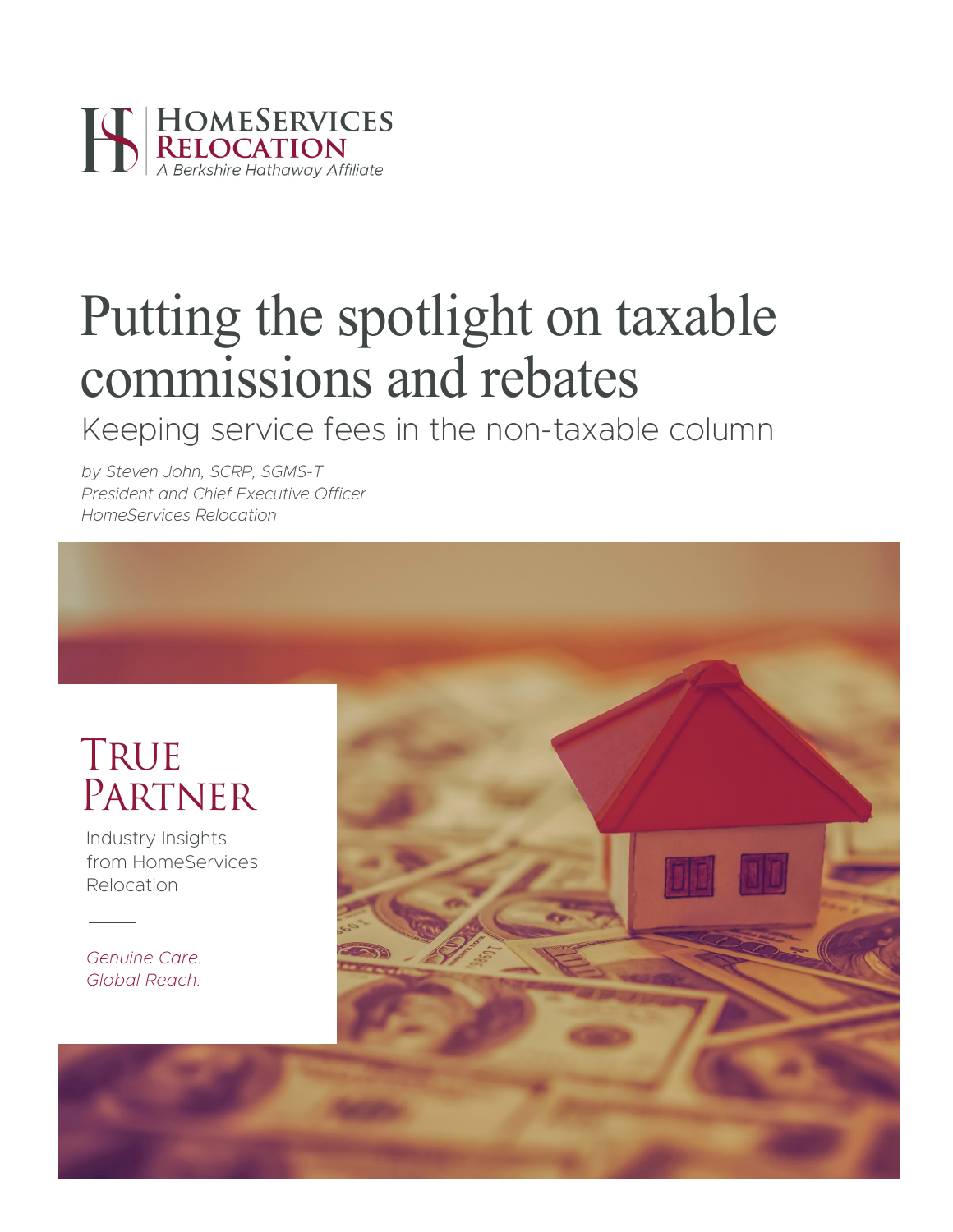HomeServices Relocation

*A Berkshire Hathaway Affiliate*

# Putting the spotlight on taxable commissions and rebates

## Keeping service fees in the non-taxable column

*by Steven John, SCRP, SGMS-T*
*President and Chief Executive Officer*
*HomeServices Relocation*

# True Partner

Industry Insights from HomeServices Relocation

*Genuine Care.*
*Global Reach.*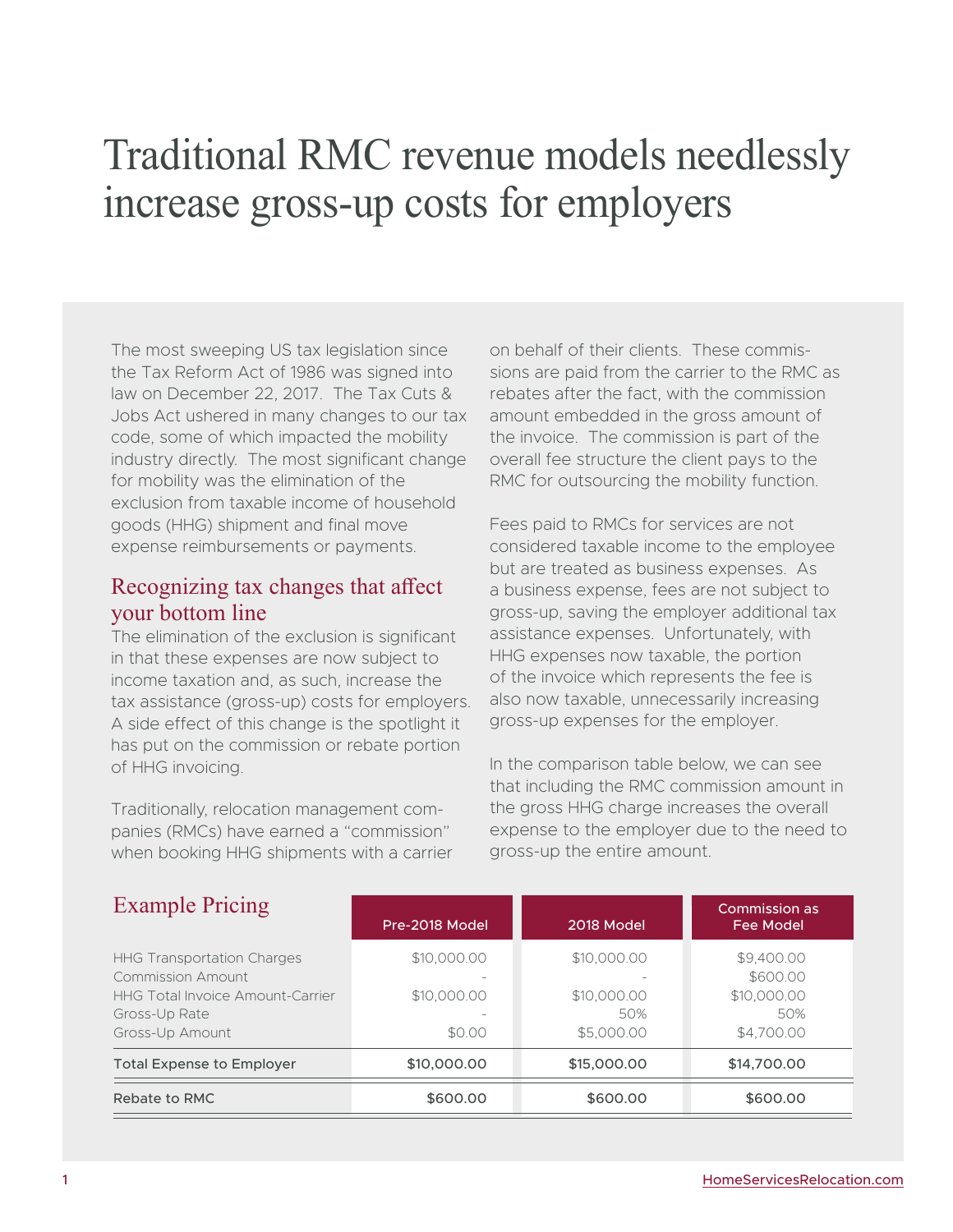# Traditional RMC revenue models needlessly increase gross-up costs for employers

The most sweeping US tax legislation since the Tax Reform Act of 1986 was signed into law on December 22, 2017. The Tax Cuts & Jobs Act ushered in many changes to our tax code, some of which impacted the mobility industry directly. The most significant change for mobility was the elimination of the exclusion from taxable income of household goods (HHG) shipment and final move expense reimbursements or payments.

## Recognizing tax changes that affect your bottom line

The elimination of the exclusion is significant in that these expenses are now subject to income taxation and, as such, increase the tax assistance (gross-up) costs for employers. A side effect of this change is the spotlight it has put on the commission or rebate portion of HHG invoicing.

Traditionally, relocation management companies (RMCs) have earned a "commission" when booking HHG shipments with a carrier on behalf of their clients. These commissions are paid from the carrier to the RMC as rebates after the fact, with the commission amount embedded in the gross amount of the invoice. The commission is part of the overall fee structure the client pays to the RMC for outsourcing the mobility function.

Fees paid to RMCs for services are not considered taxable income to the employee but are treated as business expenses. As a business expense, fees are not subject to gross-up, saving the employer additional tax assistance expenses. Unfortunately, with HHG expenses now taxable, the portion of the invoice which represents the fee is also now taxable, unnecessarily increasing gross-up expenses for the employer.

In the comparison table below, we can see that including the RMC commission amount in the gross HHG charge increases the overall expense to the employer due to the need to gross-up the entire amount.

## Example Pricing

| | Pre-2018 Model | 2018 Model | Commission as Fee Model |
|---|---|---|---|
| HHG Transportation Charges | $10,000.00 | $10,000.00 | $9,400.00 |
| Commission Amount | - | - | $600.00 |
| HHG Total Invoice Amount-Carrier | $10,000.00 | $10,000.00 | $10,000.00 |
| Gross-Up Rate | - | 50% | 50% |
| Gross-Up Amount | $0.00 | $5,000.00 | $4,700.00 |
| **Total Expense to Employer** | **$10,000.00** | **$15,000.00** | **$14,700.00** |
| **Rebate to RMC** | **$600.00** | **$600.00** | **$600.00** |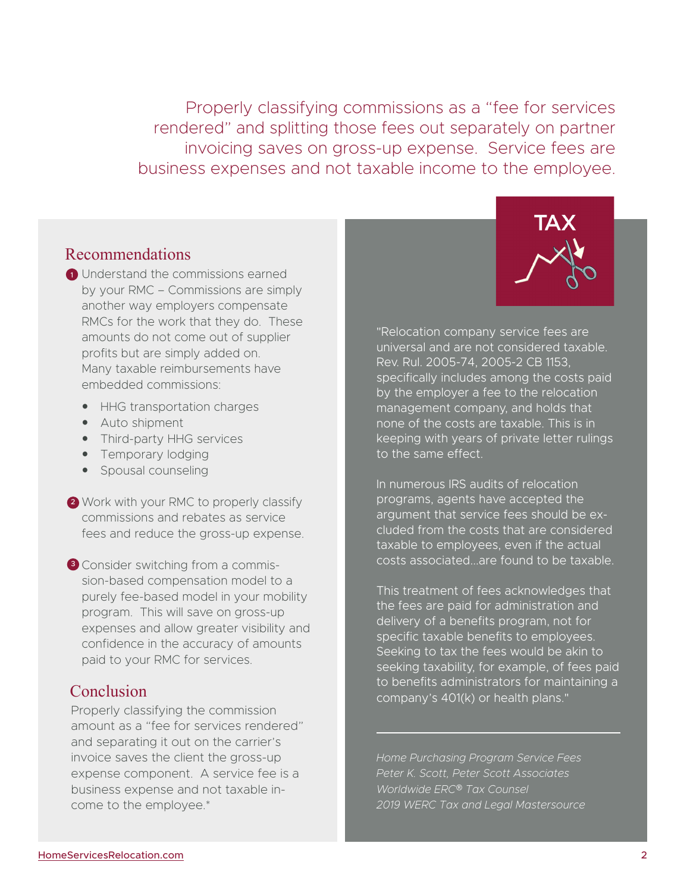Properly classifying commissions as a “fee for services rendered” and splitting those fees out separately on partner invoicing saves on gross-up expense. Service fees are business expenses and not taxable income to the employee.

## Recommendations

1. Understand the commissions earned by your RMC – Commissions are simply another way employers compensate RMCs for the work that they do. These amounts do not come out of supplier profits but are simply added on. Many taxable reimbursements have embedded commissions:
   - HHG transportation charges
   - Auto shipment
   - Third-party HHG services
   - Temporary lodging
   - Spousal counseling

2. Work with your RMC to properly classify commissions and rebates as service fees and reduce the gross-up expense.

3. Consider switching from a commission-based compensation model to a purely fee-based model in your mobility program. This will save on gross-up expenses and allow greater visibility and confidence in the accuracy of amounts paid to your RMC for services.

## Conclusion

Properly classifying the commission amount as a “fee for services rendered” and separating it out on the carrier’s invoice saves the client the gross-up expense component. A service fee is a business expense and not taxable income to the employee.*

TAX

"Relocation company service fees are universal and are not considered taxable. Rev. Rul. 2005-74, 2005-2 CB 1153, specifically includes among the costs paid by the employer a fee to the relocation management company, and holds that none of the costs are taxable. This is in keeping with years of private letter rulings to the same effect.

In numerous IRS audits of relocation programs, agents have accepted the argument that service fees should be excluded from the costs that are considered taxable to employees, even if the actual costs associated...are found to be taxable.

This treatment of fees acknowledges that the fees are paid for administration and delivery of a benefits program, not for specific taxable benefits to employees. Seeking to tax the fees would be akin to seeking taxability, for example, of fees paid to benefits administrators for maintaining a company’s 401(k) or health plans."

---

*Home Purchasing Program Service Fees*
*Peter K. Scott, Peter Scott Associates*
*Worldwide ERC® Tax Counsel*
*2019 WERC Tax and Legal Mastersource*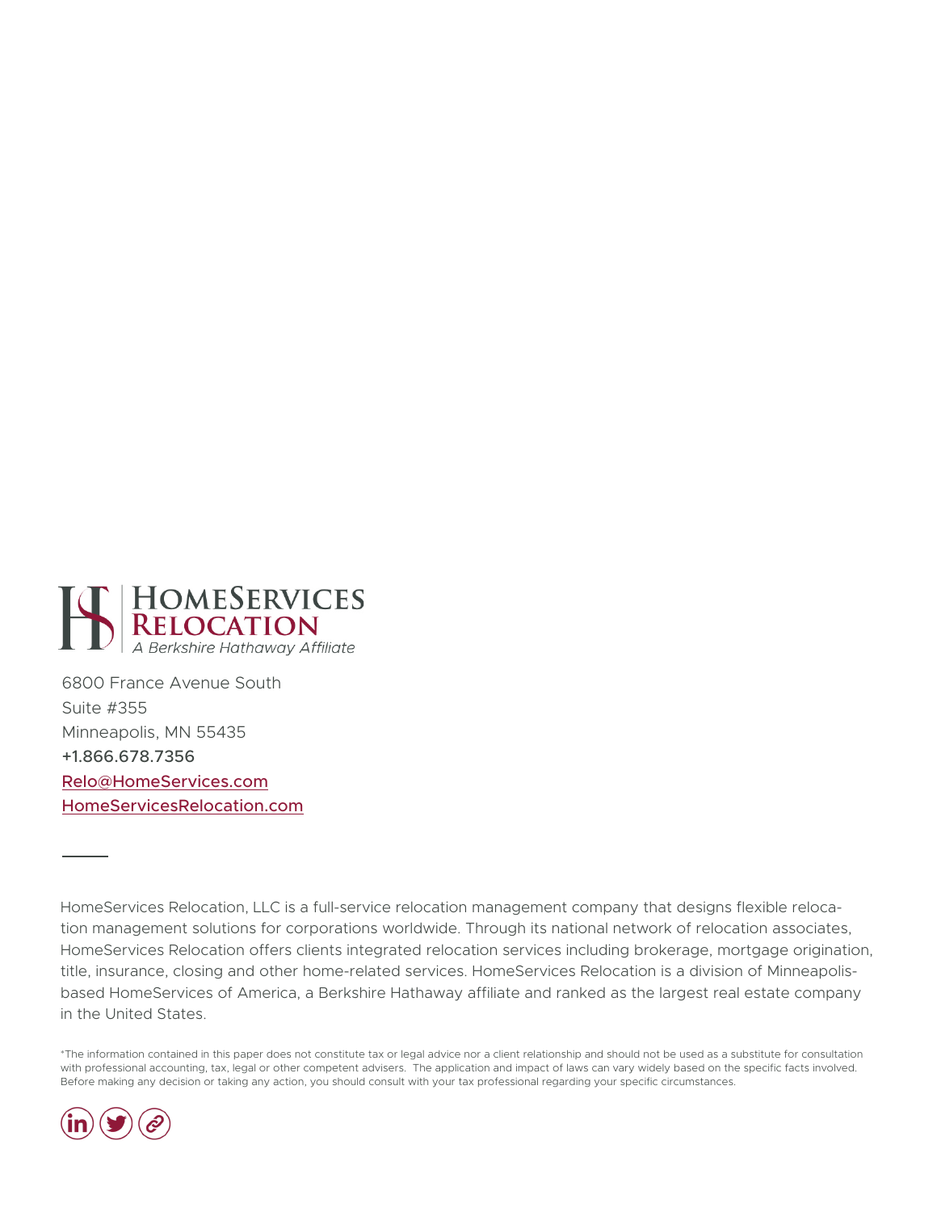HomeServices Relocation
A Berkshire Hathaway Affiliate

6800 France Avenue South
Suite #355
Minneapolis, MN 55435
+1.866.678.7356
Relo@HomeServices.com
HomeServicesRelocation.com

HomeServices Relocation, LLC is a full-service relocation management company that designs flexible relocation management solutions for corporations worldwide. Through its national network of relocation associates, HomeServices Relocation offers clients integrated relocation services including brokerage, mortgage origination, title, insurance, closing and other home-related services. HomeServices Relocation is a division of Minneapolis-based HomeServices of America, a Berkshire Hathaway affiliate and ranked as the largest real estate company in the United States.

*The information contained in this paper does not constitute tax or legal advice nor a client relationship and should not be used as a substitute for consultation with professional accounting, tax, legal or other competent advisers. The application and impact of laws can vary widely based on the specific facts involved. Before making any decision or taking any action, you should consult with your tax professional regarding your specific circumstances.